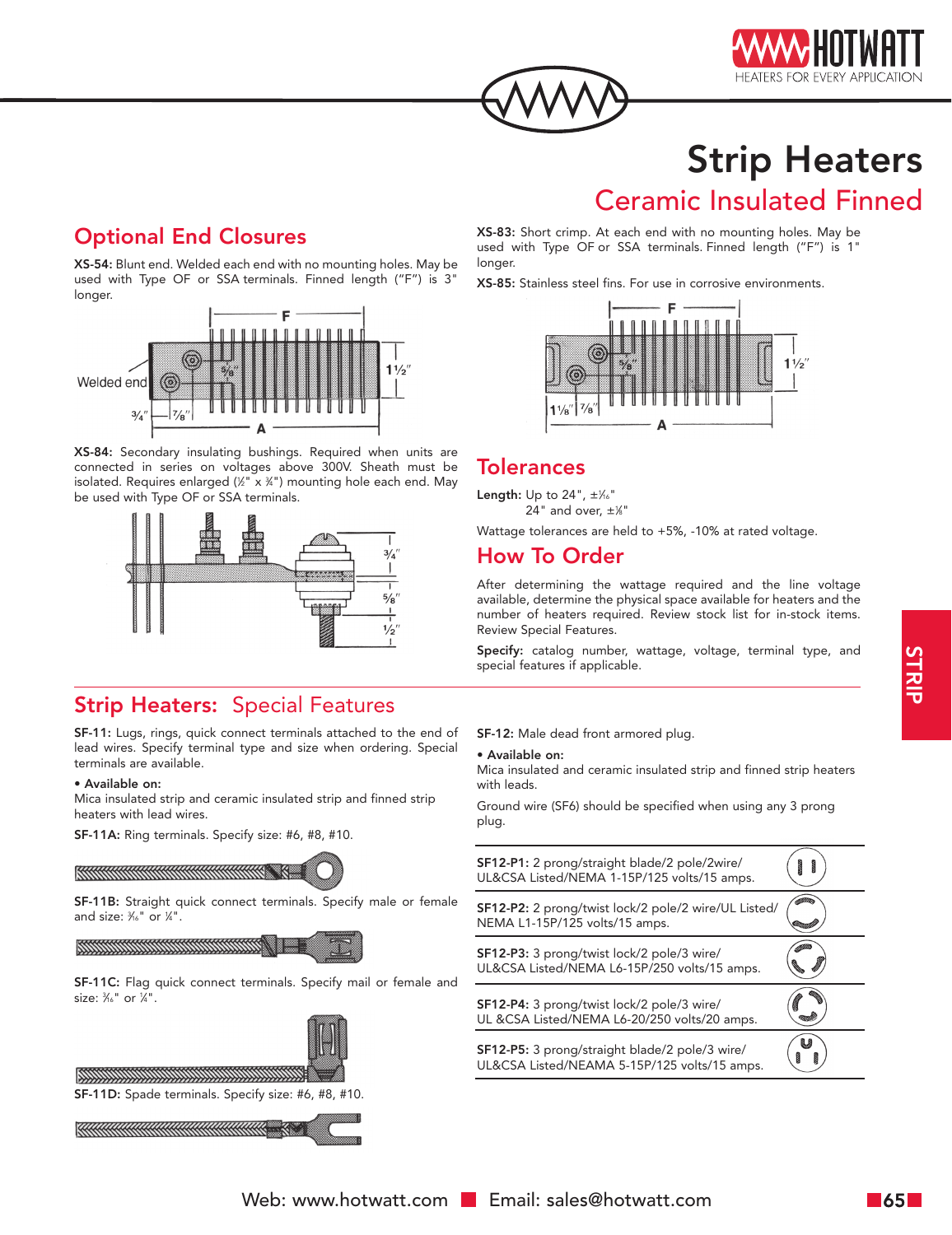# Strip Heaters

## Ceramic Insulated Finned

## Optional End Closures

**XS-54:** Blunt end. Welded each end with no mounting holes. May be used with Type OF or SSA terminals. Finned length ("F") is 3" longer.

**XS-84:** Secondary insulating bushings. Required when units are connected in series on voltages above 300V. Sheath must be isolated. Requires enlarged (½" x ¾") mounting hole each end. May be used with Type OF or SSA terminals.

**XS-83:** Short crimp. At each end with no mounting holes. May be used with Type OF or SSA terminals. Finned length ("F") is 1" longer.

**XS-85:** Stainless steel fins. For use in corrosive environments.

## Tolerances

**Length:** Up to 24", ±1/16"
24" and over, ±⅛"

Wattage tolerances are held to +5%, -10% at rated voltage.

## How To Order

After determining the wattage required and the line voltage available, determine the physical space available for heaters and the number of heaters required. Review stock list for in-stock items. Review Special Features.

**Specify:** catalog number, wattage, voltage, terminal type, and special features if applicable.

## Strip Heaters: Special Features

**SF-11:** Lugs, rings, quick connect terminals attached to the end of lead wires. Specify terminal type and size when ordering. Special terminals are available.

- **Available on:**

Mica insulated strip and ceramic insulated strip and finned strip heaters with lead wires.

**SF-11A:** Ring terminals. Specify size: #6, #8, #10.

**SF-11B:** Straight quick connect terminals. Specify male or female and size: 3/16" or ¼".

**SF-11C:** Flag quick connect terminals. Specify mail or female and size: 3/16" or ¼".

**SF-11D:** Spade terminals. Specify size: #6, #8, #10.

**SF-12:** Male dead front armored plug.

- **Available on:**

Mica insulated and ceramic insulated strip and finned strip heaters with leads.

Ground wire (SF6) should be specified when using any 3 prong plug.

**SF12-P1:** 2 prong/straight blade/2 pole/2wire/ UL&CSA Listed/NEMA 1-15P/125 volts/15 amps.

**SF12-P2:** 2 prong/twist lock/2 pole/2 wire/UL Listed/ NEMA L1-15P/125 volts/15 amps.

**SF12-P3:** 3 prong/twist lock/2 pole/3 wire/ UL&CSA Listed/NEMA L6-15P/250 volts/15 amps.

**SF12-P4:** 3 prong/twist lock/2 pole/3 wire/ UL &CSA Listed/NEMA L6-20/250 volts/20 amps.

**SF12-P5:** 3 prong/straight blade/2 pole/3 wire/ UL&CSA Listed/NEAMA 5-15P/125 volts/15 amps.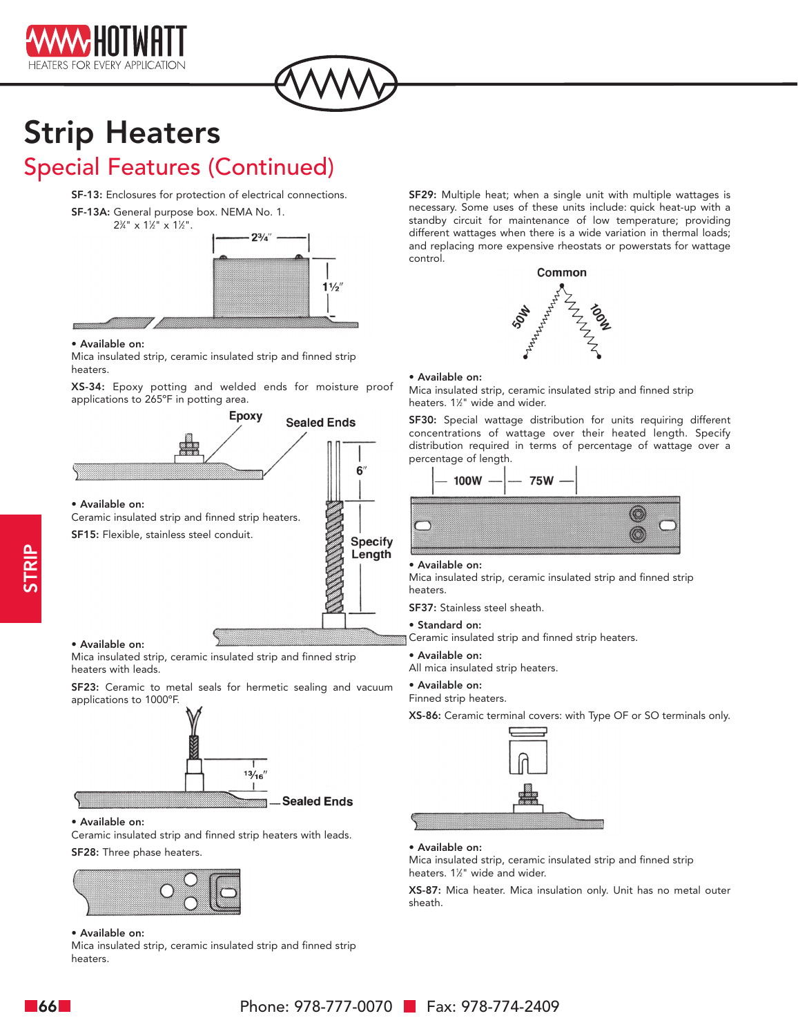# Strip Heaters

## Special Features (Continued)

**SF-13:** Enclosures for protection of electrical connections.

**SF-13A:** General purpose box. NEMA No. 1.
2¾" x 1½" x 1½".

2¾"
1½"

• **Available on:**
Mica insulated strip, ceramic insulated strip and finned strip heaters.

**XS-34:** Epoxy potting and welded ends for moisture proof applications to 265°F in potting area.

Epoxy
Sealed Ends
6"
Specify Length

• **Available on:**
Ceramic insulated strip and finned strip heaters.

**SF15:** Flexible, stainless steel conduit.

• **Available on:**
Mica insulated strip, ceramic insulated strip and finned strip heaters with leads.

**SF23:** Ceramic to metal seals for hermetic sealing and vacuum applications to 1000°F.

13⁄16"
Sealed Ends

• **Available on:**
Ceramic insulated strip and finned strip heaters with leads.

**SF28:** Three phase heaters.

• **Available on:**
Mica insulated strip, ceramic insulated strip and finned strip heaters.

**SF29:** Multiple heat; when a single unit with multiple wattages is necessary. Some uses of these units include: quick heat-up with a standby circuit for maintenance of low temperature; providing different wattages when there is a wide variation in thermal loads; and replacing more expensive rheostats or powerstats for wattage control.

Common
50W
100W

• **Available on:**
Mica insulated strip, ceramic insulated strip and finned strip heaters. 1½" wide and wider.

**SF30:** Special wattage distribution for units requiring different concentrations of wattage over their heated length. Specify distribution required in terms of percentage of wattage over a percentage of length.

100W
75W

• **Available on:**
Mica insulated strip, ceramic insulated strip and finned strip heaters.

**SF37:** Stainless steel sheath.

• **Standard on:**
Ceramic insulated strip and finned strip heaters.

• **Available on:**
All mica insulated strip heaters.

• **Available on:**
Finned strip heaters.

**XS-86:** Ceramic terminal covers: with Type OF or SO terminals only.

• **Available on:**
Mica insulated strip, ceramic insulated strip and finned strip heaters. 1½" wide and wider.

**XS-87:** Mica heater. Mica insulation only. Unit has no metal outer sheath.